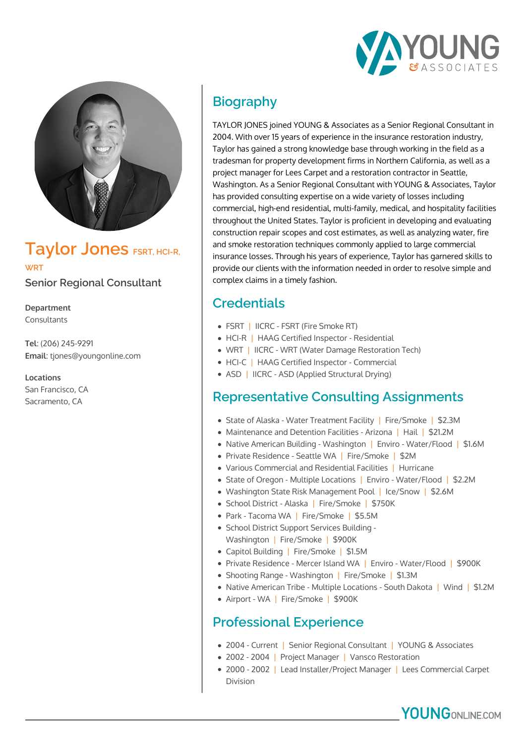# Taylor Jones FSRT, HCI-R, WRT

## Senior Regional Consultant

**Department**
Consultants

**Tel**: (206) 245-9291
**Email**: tjones@youngonline.com

**Locations**
San Francisco, CA
Sacramento, CA

## Biography

TAYLOR JONES joined YOUNG & Associates as a Senior Regional Consultant in 2004. With over 15 years of experience in the insurance restoration industry, Taylor has gained a strong knowledge base through working in the field as a tradesman for property development firms in Northern California, as well as a project manager for Lees Carpet and a restoration contractor in Seattle, Washington. As a Senior Regional Consultant with YOUNG & Associates, Taylor has provided consulting expertise on a wide variety of losses including commercial, high-end residential, multi-family, medical, and hospitality facilities throughout the United States. Taylor is proficient in developing and evaluating construction repair scopes and cost estimates, as well as analyzing water, fire and smoke restoration techniques commonly applied to large commercial insurance losses. Through his years of experience, Taylor has garnered skills to provide our clients with the information needed in order to resolve simple and complex claims in a timely fashion.

## Credentials

- FSRT | IICRC - FSRT (Fire Smoke RT)
- HCI-R | HAAG Certified Inspector - Residential
- WRT | IICRC - WRT (Water Damage Restoration Tech)
- HCI-C | HAAG Certified Inspector - Commercial
- ASD | IICRC - ASD (Applied Structural Drying)

## Representative Consulting Assignments

- State of Alaska - Water Treatment Facility | Fire/Smoke | $2.3M
- Maintenance and Detention Facilities - Arizona | Hail | $21.2M
- Native American Building - Washington | Enviro - Water/Flood | $1.6M
- Private Residence - Seattle WA | Fire/Smoke | $2M
- Various Commercial and Residential Facilities | Hurricane
- State of Oregon - Multiple Locations | Enviro - Water/Flood | $2.2M
- Washington State Risk Management Pool | Ice/Snow | $2.6M
- School District - Alaska | Fire/Smoke | $750K
- Park - Tacoma WA | Fire/Smoke | $5.5M
- School District Support Services Building - Washington | Fire/Smoke | $900K
- Capitol Building | Fire/Smoke | $1.5M
- Private Residence - Mercer Island WA | Enviro - Water/Flood | $900K
- Shooting Range - Washington | Fire/Smoke | $1.3M
- Native American Tribe - Multiple Locations - South Dakota | Wind | $1.2M
- Airport - WA | Fire/Smoke | $900K

## Professional Experience

- 2004 - Current | Senior Regional Consultant | YOUNG & Associates
- 2002 - 2004 | Project Manager | Vansco Restoration
- 2000 - 2002 | Lead Installer/Project Manager | Lees Commercial Carpet Division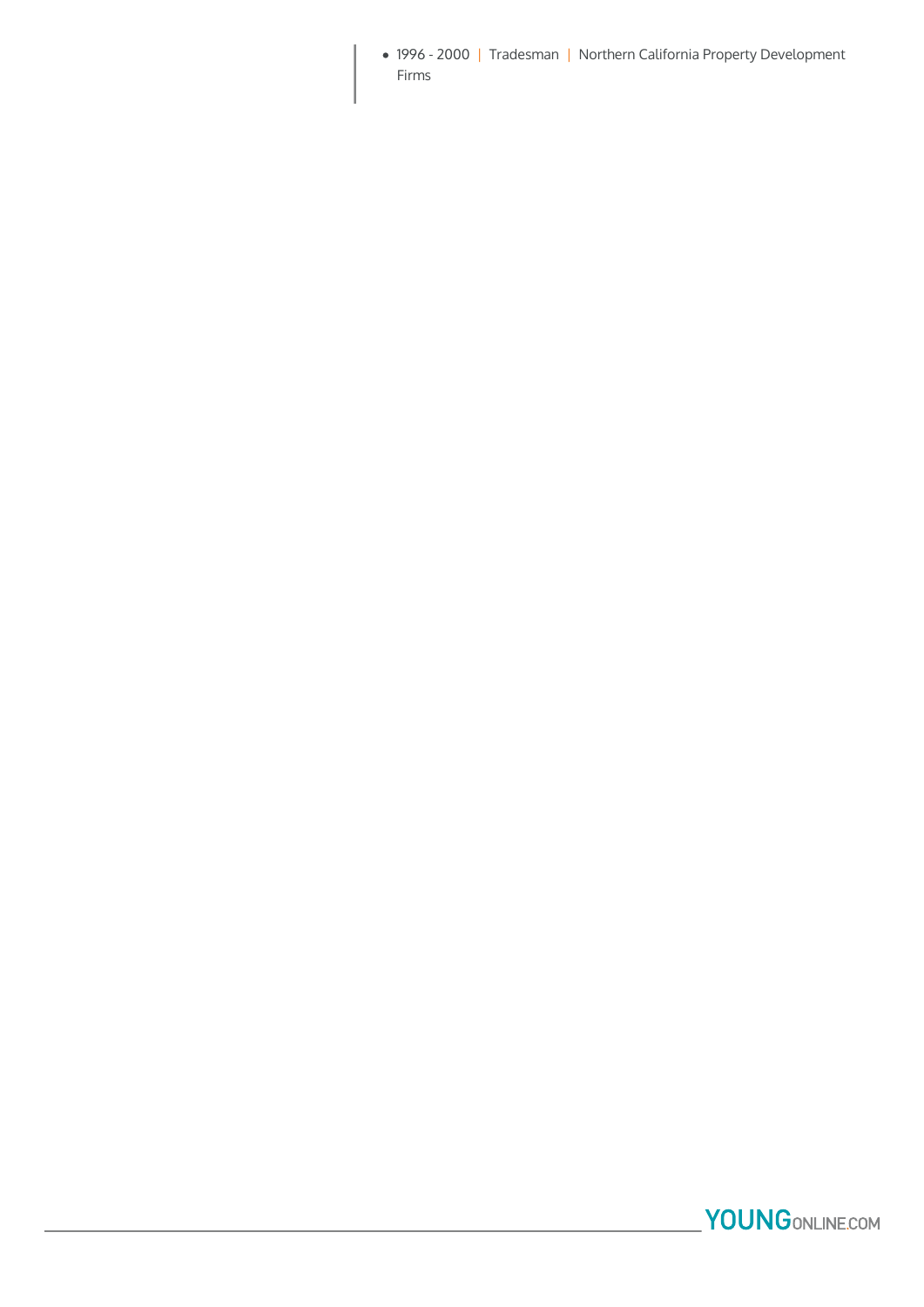- 1996 - 2000 | Tradesman | Northern California Property Development Firms